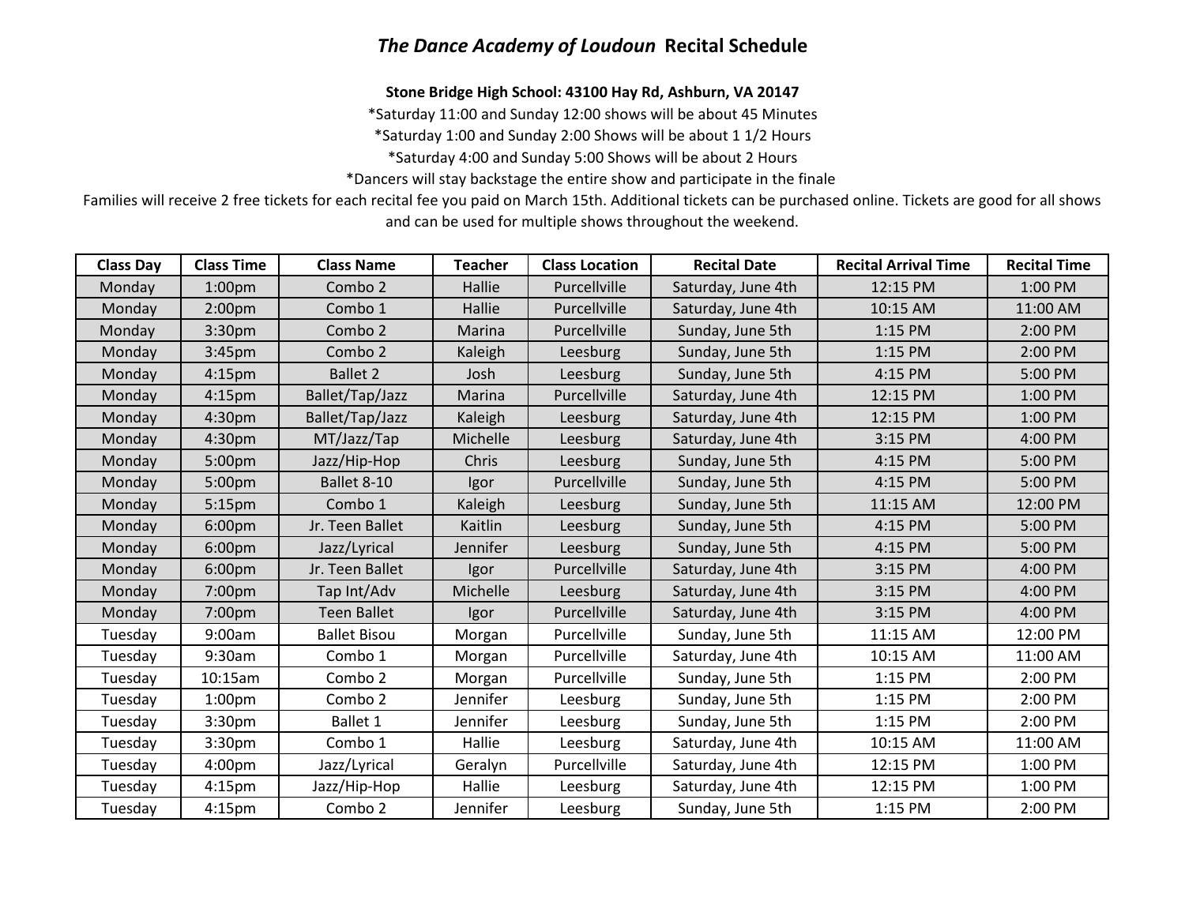# *The Dance Academy of Loudoun* Recital Schedule

**Stone Bridge High School: 43100 Hay Rd, Ashburn, VA 20147**

*Saturday 11:00 and Sunday 12:00 shows will be about 45 Minutes

*Saturday 1:00 and Sunday 2:00 Shows will be about 1 1/2 Hours

*Saturday 4:00 and Sunday 5:00 Shows will be about 2 Hours

*Dancers will stay backstage the entire show and participate in the finale

Families will receive 2 free tickets for each recital fee you paid on March 15th. Additional tickets can be purchased online. Tickets are good for all shows and can be used for multiple shows throughout the weekend.

| Class Day | Class Time | Class Name | Teacher | Class Location | Recital Date | Recital Arrival Time | Recital Time |
|---|---|---|---|---|---|---|---|
| Monday | 1:00pm | Combo 2 | Hallie | Purcellville | Saturday, June 4th | 12:15 PM | 1:00 PM |
| Monday | 2:00pm | Combo 1 | Hallie | Purcellville | Saturday, June 4th | 10:15 AM | 11:00 AM |
| Monday | 3:30pm | Combo 2 | Marina | Purcellville | Sunday, June 5th | 1:15 PM | 2:00 PM |
| Monday | 3:45pm | Combo 2 | Kaleigh | Leesburg | Sunday, June 5th | 1:15 PM | 2:00 PM |
| Monday | 4:15pm | Ballet 2 | Josh | Leesburg | Sunday, June 5th | 4:15 PM | 5:00 PM |
| Monday | 4:15pm | Ballet/Tap/Jazz | Marina | Purcellville | Saturday, June 4th | 12:15 PM | 1:00 PM |
| Monday | 4:30pm | Ballet/Tap/Jazz | Kaleigh | Leesburg | Saturday, June 4th | 12:15 PM | 1:00 PM |
| Monday | 4:30pm | MT/Jazz/Tap | Michelle | Leesburg | Saturday, June 4th | 3:15 PM | 4:00 PM |
| Monday | 5:00pm | Jazz/Hip-Hop | Chris | Leesburg | Sunday, June 5th | 4:15 PM | 5:00 PM |
| Monday | 5:00pm | Ballet 8-10 | Igor | Purcellville | Sunday, June 5th | 4:15 PM | 5:00 PM |
| Monday | 5:15pm | Combo 1 | Kaleigh | Leesburg | Sunday, June 5th | 11:15 AM | 12:00 PM |
| Monday | 6:00pm | Jr. Teen Ballet | Kaitlin | Leesburg | Sunday, June 5th | 4:15 PM | 5:00 PM |
| Monday | 6:00pm | Jazz/Lyrical | Jennifer | Leesburg | Sunday, June 5th | 4:15 PM | 5:00 PM |
| Monday | 6:00pm | Jr. Teen Ballet | Igor | Purcellville | Saturday, June 4th | 3:15 PM | 4:00 PM |
| Monday | 7:00pm | Tap Int/Adv | Michelle | Leesburg | Saturday, June 4th | 3:15 PM | 4:00 PM |
| Monday | 7:00pm | Teen Ballet | Igor | Purcellville | Saturday, June 4th | 3:15 PM | 4:00 PM |
| Tuesday | 9:00am | Ballet Bisou | Morgan | Purcellville | Sunday, June 5th | 11:15 AM | 12:00 PM |
| Tuesday | 9:30am | Combo 1 | Morgan | Purcellville | Saturday, June 4th | 10:15 AM | 11:00 AM |
| Tuesday | 10:15am | Combo 2 | Morgan | Purcellville | Sunday, June 5th | 1:15 PM | 2:00 PM |
| Tuesday | 1:00pm | Combo 2 | Jennifer | Leesburg | Sunday, June 5th | 1:15 PM | 2:00 PM |
| Tuesday | 3:30pm | Ballet 1 | Jennifer | Leesburg | Sunday, June 5th | 1:15 PM | 2:00 PM |
| Tuesday | 3:30pm | Combo 1 | Hallie | Leesburg | Saturday, June 4th | 10:15 AM | 11:00 AM |
| Tuesday | 4:00pm | Jazz/Lyrical | Geralyn | Purcellville | Saturday, June 4th | 12:15 PM | 1:00 PM |
| Tuesday | 4:15pm | Jazz/Hip-Hop | Hallie | Leesburg | Saturday, June 4th | 12:15 PM | 1:00 PM |
| Tuesday | 4:15pm | Combo 2 | Jennifer | Leesburg | Sunday, June 5th | 1:15 PM | 2:00 PM |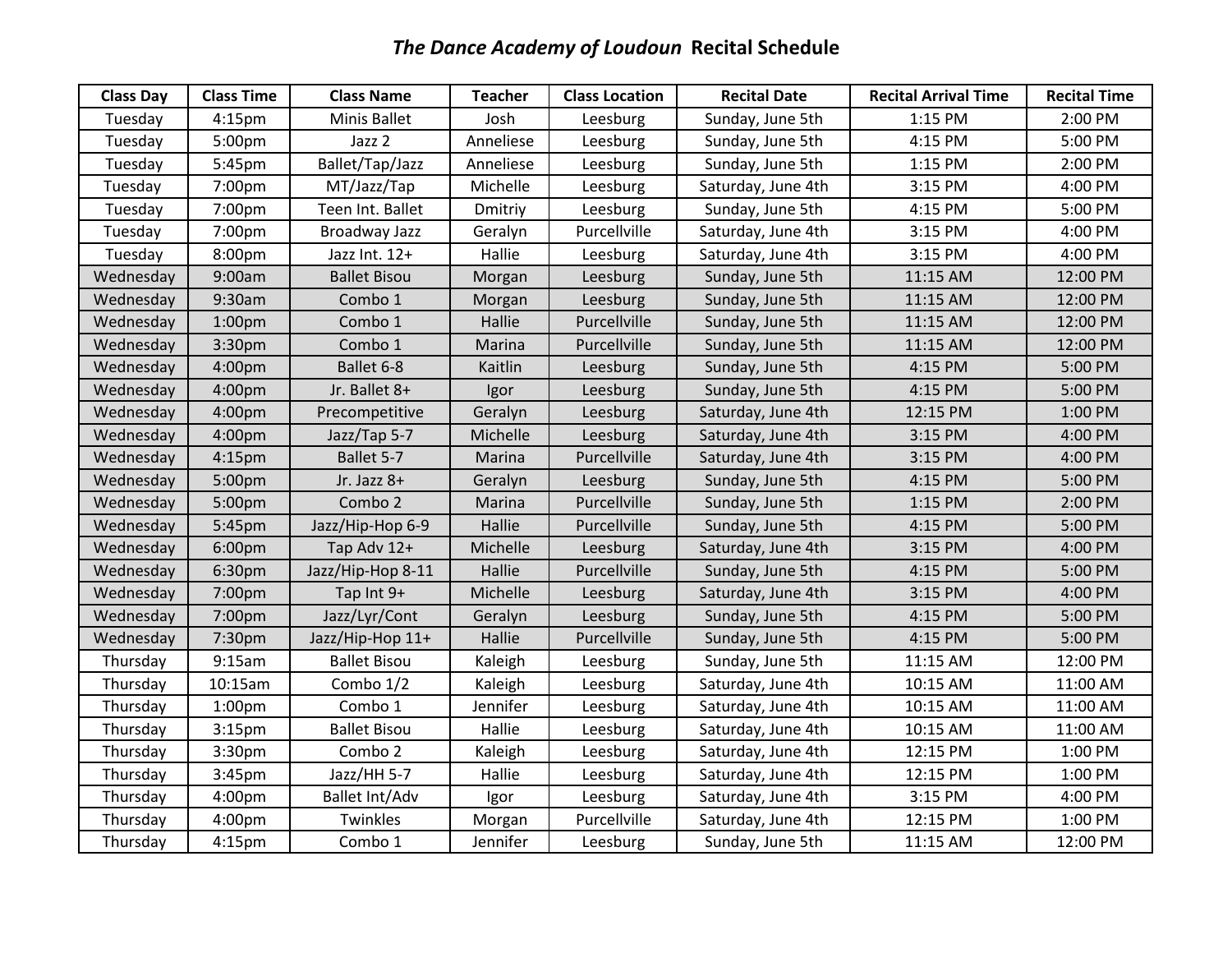# *The Dance Academy of Loudoun* Recital Schedule

| Class Day | Class Time | Class Name | Teacher | Class Location | Recital Date | Recital Arrival Time | Recital Time |
|---|---|---|---|---|---|---|---|
| Tuesday | 4:15pm | Minis Ballet | Josh | Leesburg | Sunday, June 5th | 1:15 PM | 2:00 PM |
| Tuesday | 5:00pm | Jazz 2 | Anneliese | Leesburg | Sunday, June 5th | 4:15 PM | 5:00 PM |
| Tuesday | 5:45pm | Ballet/Tap/Jazz | Anneliese | Leesburg | Sunday, June 5th | 1:15 PM | 2:00 PM |
| Tuesday | 7:00pm | MT/Jazz/Tap | Michelle | Leesburg | Saturday, June 4th | 3:15 PM | 4:00 PM |
| Tuesday | 7:00pm | Teen Int. Ballet | Dmitriy | Leesburg | Sunday, June 5th | 4:15 PM | 5:00 PM |
| Tuesday | 7:00pm | Broadway Jazz | Geralyn | Purcellville | Saturday, June 4th | 3:15 PM | 4:00 PM |
| Tuesday | 8:00pm | Jazz Int. 12+ | Hallie | Leesburg | Saturday, June 4th | 3:15 PM | 4:00 PM |
| Wednesday | 9:00am | Ballet Bisou | Morgan | Leesburg | Sunday, June 5th | 11:15 AM | 12:00 PM |
| Wednesday | 9:30am | Combo 1 | Morgan | Leesburg | Sunday, June 5th | 11:15 AM | 12:00 PM |
| Wednesday | 1:00pm | Combo 1 | Hallie | Purcellville | Sunday, June 5th | 11:15 AM | 12:00 PM |
| Wednesday | 3:30pm | Combo 1 | Marina | Purcellville | Sunday, June 5th | 11:15 AM | 12:00 PM |
| Wednesday | 4:00pm | Ballet 6-8 | Kaitlin | Leesburg | Sunday, June 5th | 4:15 PM | 5:00 PM |
| Wednesday | 4:00pm | Jr. Ballet 8+ | Igor | Leesburg | Sunday, June 5th | 4:15 PM | 5:00 PM |
| Wednesday | 4:00pm | Precompetitive | Geralyn | Leesburg | Saturday, June 4th | 12:15 PM | 1:00 PM |
| Wednesday | 4:00pm | Jazz/Tap 5-7 | Michelle | Leesburg | Saturday, June 4th | 3:15 PM | 4:00 PM |
| Wednesday | 4:15pm | Ballet 5-7 | Marina | Purcellville | Saturday, June 4th | 3:15 PM | 4:00 PM |
| Wednesday | 5:00pm | Jr. Jazz 8+ | Geralyn | Leesburg | Sunday, June 5th | 4:15 PM | 5:00 PM |
| Wednesday | 5:00pm | Combo 2 | Marina | Purcellville | Sunday, June 5th | 1:15 PM | 2:00 PM |
| Wednesday | 5:45pm | Jazz/Hip-Hop 6-9 | Hallie | Purcellville | Sunday, June 5th | 4:15 PM | 5:00 PM |
| Wednesday | 6:00pm | Tap Adv 12+ | Michelle | Leesburg | Saturday, June 4th | 3:15 PM | 4:00 PM |
| Wednesday | 6:30pm | Jazz/Hip-Hop 8-11 | Hallie | Purcellville | Sunday, June 5th | 4:15 PM | 5:00 PM |
| Wednesday | 7:00pm | Tap Int 9+ | Michelle | Leesburg | Saturday, June 4th | 3:15 PM | 4:00 PM |
| Wednesday | 7:00pm | Jazz/Lyr/Cont | Geralyn | Leesburg | Sunday, June 5th | 4:15 PM | 5:00 PM |
| Wednesday | 7:30pm | Jazz/Hip-Hop 11+ | Hallie | Purcellville | Sunday, June 5th | 4:15 PM | 5:00 PM |
| Thursday | 9:15am | Ballet Bisou | Kaleigh | Leesburg | Sunday, June 5th | 11:15 AM | 12:00 PM |
| Thursday | 10:15am | Combo 1/2 | Kaleigh | Leesburg | Saturday, June 4th | 10:15 AM | 11:00 AM |
| Thursday | 1:00pm | Combo 1 | Jennifer | Leesburg | Saturday, June 4th | 10:15 AM | 11:00 AM |
| Thursday | 3:15pm | Ballet Bisou | Hallie | Leesburg | Saturday, June 4th | 10:15 AM | 11:00 AM |
| Thursday | 3:30pm | Combo 2 | Kaleigh | Leesburg | Saturday, June 4th | 12:15 PM | 1:00 PM |
| Thursday | 3:45pm | Jazz/HH 5-7 | Hallie | Leesburg | Saturday, June 4th | 12:15 PM | 1:00 PM |
| Thursday | 4:00pm | Ballet Int/Adv | Igor | Leesburg | Saturday, June 4th | 3:15 PM | 4:00 PM |
| Thursday | 4:00pm | Twinkles | Morgan | Purcellville | Saturday, June 4th | 12:15 PM | 1:00 PM |
| Thursday | 4:15pm | Combo 1 | Jennifer | Leesburg | Sunday, June 5th | 11:15 AM | 12:00 PM |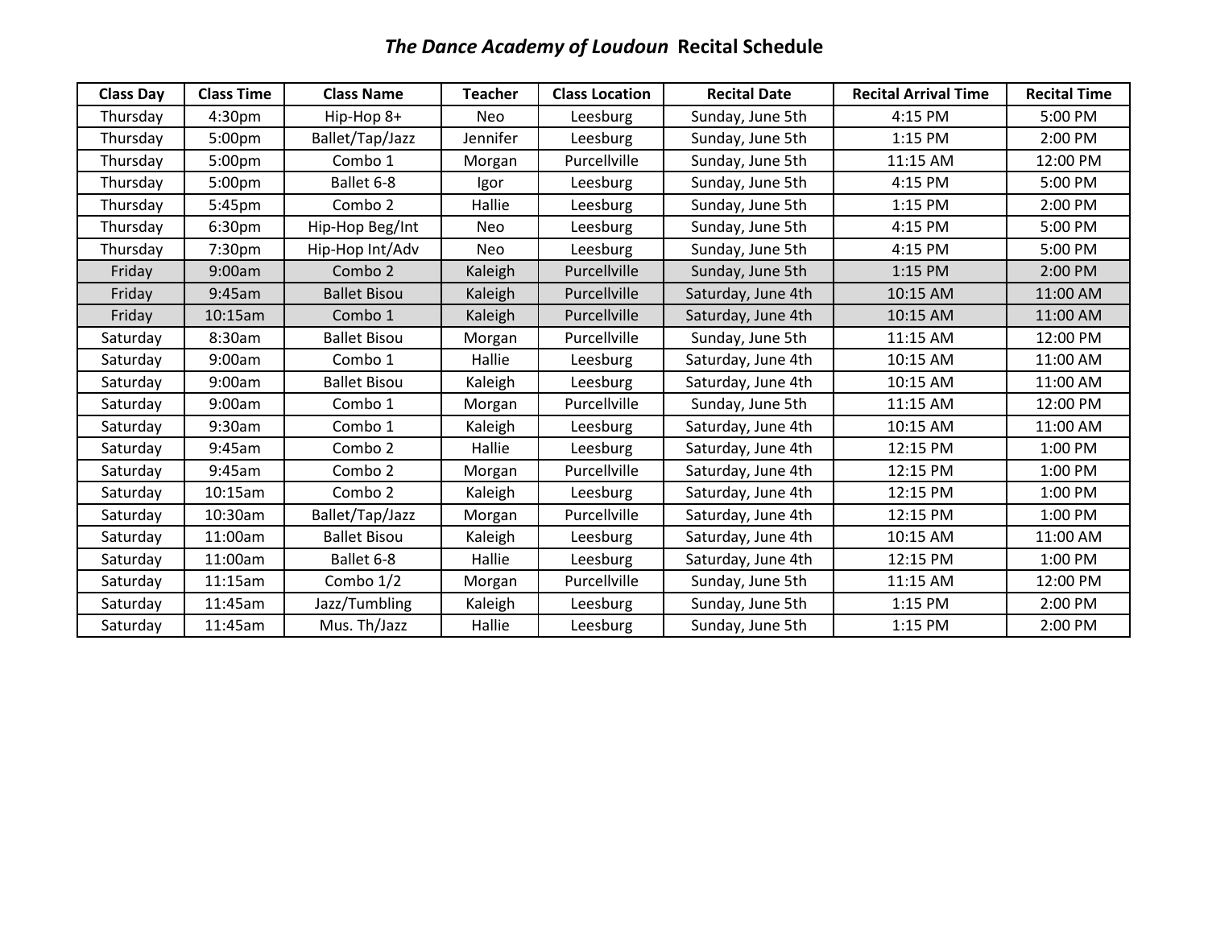# *The Dance Academy of Loudoun* Recital Schedule

| Class Day | Class Time | Class Name | Teacher | Class Location | Recital Date | Recital Arrival Time | Recital Time |
|---|---|---|---|---|---|---|---|
| Thursday | 4:30pm | Hip-Hop 8+ | Neo | Leesburg | Sunday, June 5th | 4:15 PM | 5:00 PM |
| Thursday | 5:00pm | Ballet/Tap/Jazz | Jennifer | Leesburg | Sunday, June 5th | 1:15 PM | 2:00 PM |
| Thursday | 5:00pm | Combo 1 | Morgan | Purcellville | Sunday, June 5th | 11:15 AM | 12:00 PM |
| Thursday | 5:00pm | Ballet 6-8 | Igor | Leesburg | Sunday, June 5th | 4:15 PM | 5:00 PM |
| Thursday | 5:45pm | Combo 2 | Hallie | Leesburg | Sunday, June 5th | 1:15 PM | 2:00 PM |
| Thursday | 6:30pm | Hip-Hop Beg/Int | Neo | Leesburg | Sunday, June 5th | 4:15 PM | 5:00 PM |
| Thursday | 7:30pm | Hip-Hop Int/Adv | Neo | Leesburg | Sunday, June 5th | 4:15 PM | 5:00 PM |
| Friday | 9:00am | Combo 2 | Kaleigh | Purcellville | Sunday, June 5th | 1:15 PM | 2:00 PM |
| Friday | 9:45am | Ballet Bisou | Kaleigh | Purcellville | Saturday, June 4th | 10:15 AM | 11:00 AM |
| Friday | 10:15am | Combo 1 | Kaleigh | Purcellville | Saturday, June 4th | 10:15 AM | 11:00 AM |
| Saturday | 8:30am | Ballet Bisou | Morgan | Purcellville | Sunday, June 5th | 11:15 AM | 12:00 PM |
| Saturday | 9:00am | Combo 1 | Hallie | Leesburg | Saturday, June 4th | 10:15 AM | 11:00 AM |
| Saturday | 9:00am | Ballet Bisou | Kaleigh | Leesburg | Saturday, June 4th | 10:15 AM | 11:00 AM |
| Saturday | 9:00am | Combo 1 | Morgan | Purcellville | Sunday, June 5th | 11:15 AM | 12:00 PM |
| Saturday | 9:30am | Combo 1 | Kaleigh | Leesburg | Saturday, June 4th | 10:15 AM | 11:00 AM |
| Saturday | 9:45am | Combo 2 | Hallie | Leesburg | Saturday, June 4th | 12:15 PM | 1:00 PM |
| Saturday | 9:45am | Combo 2 | Morgan | Purcellville | Saturday, June 4th | 12:15 PM | 1:00 PM |
| Saturday | 10:15am | Combo 2 | Kaleigh | Leesburg | Saturday, June 4th | 12:15 PM | 1:00 PM |
| Saturday | 10:30am | Ballet/Tap/Jazz | Morgan | Purcellville | Saturday, June 4th | 12:15 PM | 1:00 PM |
| Saturday | 11:00am | Ballet Bisou | Kaleigh | Leesburg | Saturday, June 4th | 10:15 AM | 11:00 AM |
| Saturday | 11:00am | Ballet 6-8 | Hallie | Leesburg | Saturday, June 4th | 12:15 PM | 1:00 PM |
| Saturday | 11:15am | Combo 1/2 | Morgan | Purcellville | Sunday, June 5th | 11:15 AM | 12:00 PM |
| Saturday | 11:45am | Jazz/Tumbling | Kaleigh | Leesburg | Sunday, June 5th | 1:15 PM | 2:00 PM |
| Saturday | 11:45am | Mus. Th/Jazz | Hallie | Leesburg | Sunday, June 5th | 1:15 PM | 2:00 PM |